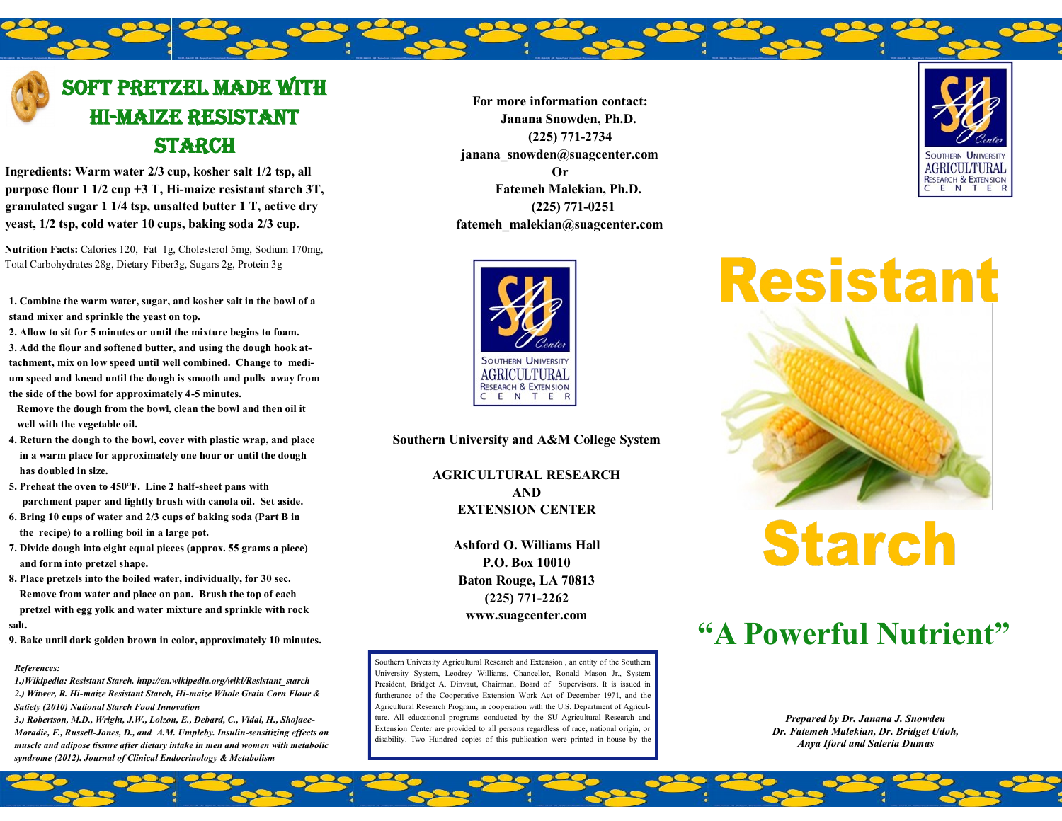# Soft Pretzel Made with Hi-Maize Resistant Starch

**Ingredients: Warm water 2/3 cup, kosher salt 1/2 tsp, all purpose flour 1 1/2 cup +3 T, Hi-maize resistant starch 3T, granulated sugar 1 1/4 tsp, unsalted butter 1 T, active dry yeast, 1/2 tsp, cold water 10 cups, baking soda 2/3 cup.**

**Nutrition Facts:** Calories 120, Fat 1g, Cholesterol 5mg, Sodium 170mg, Total Carbohydrates 28g, Dietary Fiber3g, Sugars 2g, Protein 3g

1. **Combine the warm water, sugar, and kosher salt in the bowl of a stand mixer and sprinkle the yeast on top.**
2. **Allow to sit for 5 minutes or until the mixture begins to foam.**
3. **Add the flour and softened butter, and using the dough hook attachment, mix on low speed until well combined. Change to medium speed and knead until the dough is smooth and pulls away from the side of the bowl for approximately 4-5 minutes.**
   **Remove the dough from the bowl, clean the bowl and then oil it well with the vegetable oil.**
4. **Return the dough to the bowl, cover with plastic wrap, and place in a warm place for approximately one hour or until the dough has doubled in size.**
5. **Preheat the oven to 450°F. Line 2 half-sheet pans with parchment paper and lightly brush with canola oil. Set aside.**
6. **Bring 10 cups of water and 2/3 cups of baking soda (Part B in the recipe) to a rolling boil in a large pot.**
7. **Divide dough into eight equal pieces (approx. 55 grams a piece) and form into pretzel shape.**
8. **Place pretzels into the boiled water, individually, for 30 sec. Remove from water and place on pan. Brush the top of each pretzel with egg yolk and water mixture and sprinkle with rock salt.**
9. **Bake until dark golden brown in color, approximately 10 minutes.**

***References:***

*1.)Wikipedia: Resistant Starch. http://en.wikipedia.org/wiki/Resistant_starch*

*2.) Witwer, R. Hi-maize Resistant Starch, Hi-maize Whole Grain Corn Flour & Satiety (2010) National Starch Food Innovation*

*3.) Robertson, M.D., Wright, J.W., Loizon, E., Debard, C., Vidal, H., Shojaee-Moradie, F., Russell-Jones, D., and A.M. Umpleby. Insulin-sensitizing effects on muscle and adipose tissue after dietary intake in men and women with metabolic syndrome (2012). Journal of Clinical Endocrinology & Metabolism*

**For more information contact:**
**Janana Snowden, Ph.D.**
**(225) 771-2734**
**janana_snowden@suagcenter.com**
**Or**
**Fatemeh Malekian, Ph.D.**
**(225) 771-0251**
**fatemeh_malekian@suagcenter.com**

Southern University Agricultural Research & Extension Center

**Southern University and A&M College System**

**AGRICULTURAL RESEARCH AND EXTENSION CENTER**

**Ashford O. Williams Hall**
**P.O. Box 10010**
**Baton Rouge, LA 70813**
**(225) 771-2262**
**www.suagcenter.com**

Southern University Agricultural Research and Extension , an entity of the Southern University System, Leodrey Williams, Chancellor, Ronald Mason Jr., System President, Bridget A. Dinvaut, Chairman, Board of Supervisors. It is issued in furtherance of the Cooperative Extension Work Act of December 1971, and the Agricultural Research Program, in cooperation with the U.S. Department of Agriculture. All educational programs conducted by the SU Agricultural Research and Extension Center are provided to all persons regardless of race, national origin, or disability. Two Hundred copies of this publication were printed in-house by the

Southern University Agricultural Research & Extension Center

# Resistant Starch

## "A Powerful Nutrient"

***Prepared by Dr. Janana J. Snowden***
***Dr. Fatemeh Malekian, Dr. Bridget Udoh,***
***Anya Iford and Saleria Dumas***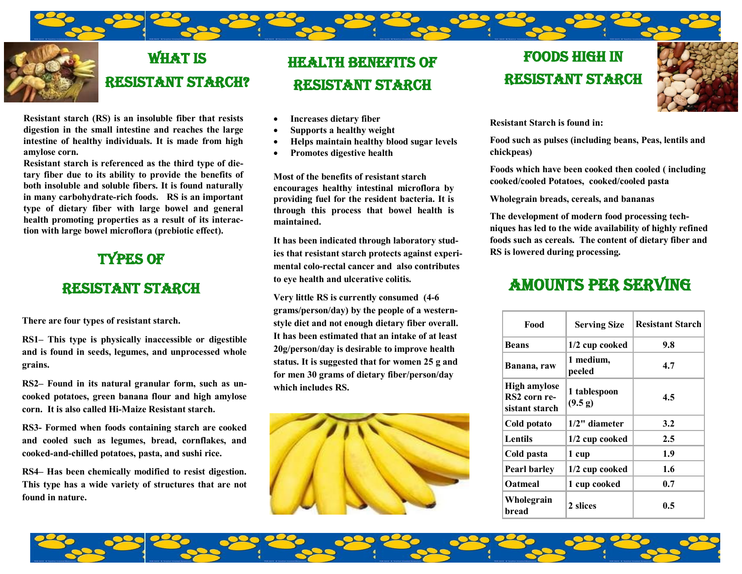# What is Resistant Starch?

Resistant starch (RS) is an insoluble fiber that resists digestion in the small intestine and reaches the large intestine of healthy individuals. It is made from high amylose corn.

Resistant starch is referenced as the third type of dietary fiber due to its ability to provide the benefits of both insoluble and soluble fibers. It is found naturally in many carbohydrate-rich foods. RS is an important type of dietary fiber with large bowel and general health promoting properties as a result of its interaction with large bowel microflora (prebiotic effect).

# Types of Resistant Starch

There are four types of resistant starch.

RS1– This type is physically inaccessible or digestible and is found in seeds, legumes, and unprocessed whole grains.

RS2– Found in its natural granular form, such as uncooked potatoes, green banana flour and high amylose corn. It is also called Hi-Maize Resistant starch.

RS3- Formed when foods containing starch are cooked and cooled such as legumes, bread, cornflakes, and cooked-and-chilled potatoes, pasta, and sushi rice.

RS4– Has been chemically modified to resist digestion. This type has a wide variety of structures that are not found in nature.

# Health Benefits of Resistant Starch

- Increases dietary fiber
- Supports a healthy weight
- Helps maintain healthy blood sugar levels
- Promotes digestive health

Most of the benefits of resistant starch encourages healthy intestinal microflora by providing fuel for the resident bacteria. It is through this process that bowel health is maintained.

It has been indicated through laboratory studies that resistant starch protects against experimental colo-rectal cancer and also contributes to eye health and ulcerative colitis.

Very little RS is currently consumed (4-6 grams/person/day) by the people of a western-style diet and not enough dietary fiber overall. It has been estimated that an intake of at least 20g/person/day is desirable to improve health status. It is suggested that for women 25 g and for men 30 grams of dietary fiber/person/day which includes RS.

# Foods High in Resistant Starch

Resistant Starch is found in:

Food such as pulses (including beans, Peas, lentils and chickpeas)

Foods which have been cooked then cooled ( including cooked/cooled Potatoes, cooked/cooled pasta

Wholegrain breads, cereals, and bananas

The development of modern food processing techniques has led to the wide availability of highly refined foods such as cereals. The content of dietary fiber and RS is lowered during processing.

# Amounts Per Serving

| Food | Serving Size | Resistant Starch |
|---|---|---|
| Beans | 1/2 cup cooked | 9.8 |
| Banana, raw | 1 medium, peeled | 4.7 |
| High amylose RS2 corn resistant starch | 1 tablespoon (9.5 g) | 4.5 |
| Cold potato | 1/2" diameter | 3.2 |
| Lentils | 1/2 cup cooked | 2.5 |
| Cold pasta | 1 cup | 1.9 |
| Pearl barley | 1/2 cup cooked | 1.6 |
| Oatmeal | 1 cup cooked | 0.7 |
| Wholegrain bread | 2 slices | 0.5 |